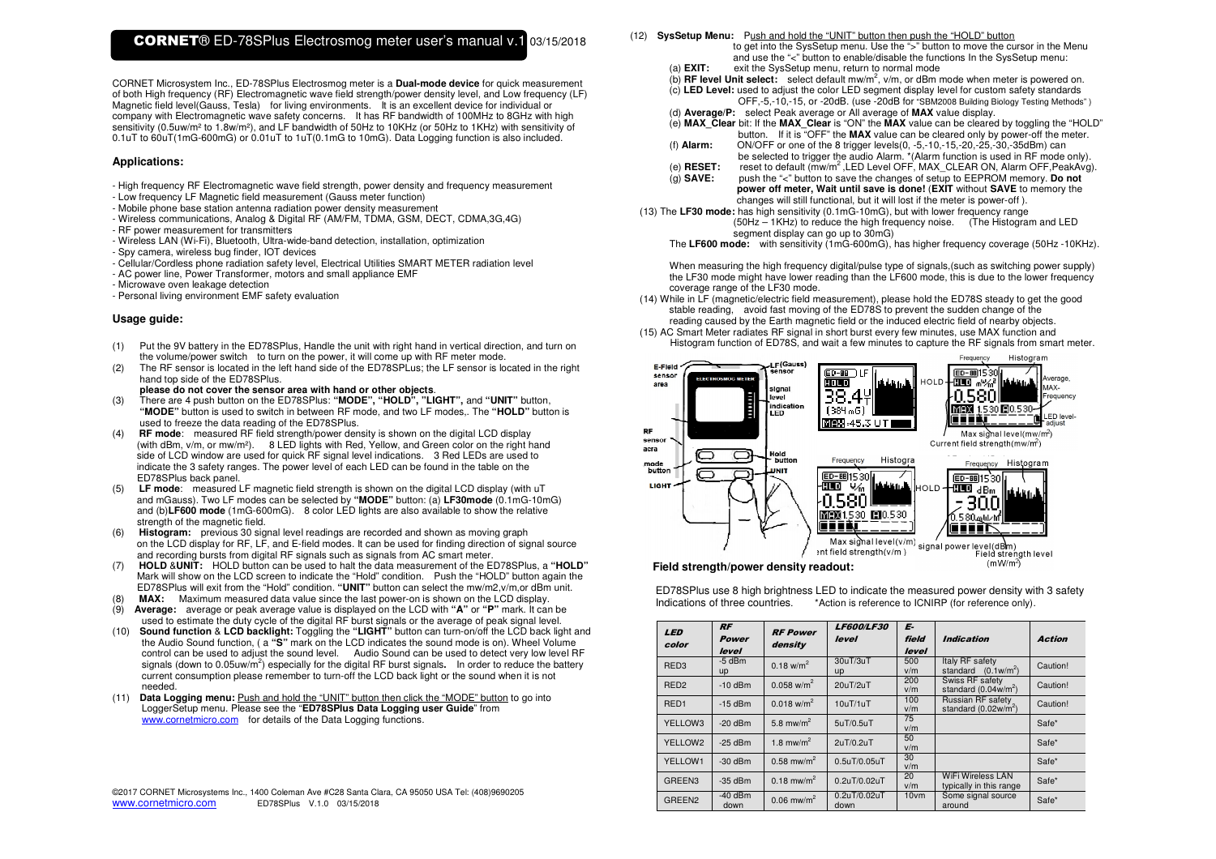# CORNET® ED-78SPlus Electrosmog meter user's manual v.1 03/15/2018

CORNET Microsystem Inc., ED-78SPlus Electrosmog meter is a **Dual-mode device** for quick measurement of both High frequency (RF) Electromagnetic wave field strength/power density level, and Low frequency (LF) Magnetic field level(Gauss, Tesla) for living environments. It is an excellent device for individual or company with Electromagnetic wave safety concerns. It has RF bandwidth of 100MHz to 8GHz with high sensitivity (0.5uw/m² to 1.8w/m²), and LF bandwidth of 50Hz to 10KHz (or 50Hz to 1KHz) with sensitivity of 0.1uT to 60uT(1mG-600mG) or 0.01uT to 1uT(0.1mG to 10mG). Data Logging function is also included.

## Applications:

- High frequency RF Electromagnetic wave field strength, power density and frequency measurement
- Low frequency LF Magnetic field measurement (Gauss meter function)
- Mobile phone base station antenna radiation power density measurement
- Wireless communications, Analog & Digital RF (AM/FM, TDMA, GSM, DECT, CDMA,3G,4G)
- RF power measurement for transmitters
- Wireless LAN (Wi-Fi), Bluetooth, Ultra-wide-band detection, installation, optimization
- Spy camera, wireless bug finder, IOT devices
- Cellular/Cordless phone radiation safety level, Electrical Utilities SMART METER radiation level
- AC power line, Power Transformer, motors and small appliance EMF
- Microwave oven leakage detection
- Personal living environment EMF safety evaluation

## Usage guide:

(1) Put the 9V battery in the ED78SPlus, Handle the unit with right hand in vertical direction, and turn on the volume/power switch to turn on the power, it will come up with RF meter mode.

(2) The RF sensor is located in the left hand side of the ED78SPlus; the LF sensor is located in the right hand top side of the ED78SPlus.
**please do not cover the sensor area with hand or other objects**.

(3) There are 4 push button on the ED78SPlus: **"MODE", "HOLD", "LIGHT",** and **"UNIT"** button, **"MODE"** button is used to switch in between RF mode, and two LF modes,. The **"HOLD"** button is used to freeze the data reading of the ED78SPlus.

(4) **RF mode**: measured RF field strength/power density is shown on the digital LCD display (with dBm, v/m, or mw/m²). 8 LED lights with Red, Yellow, and Green color on the right hand side of LCD window are used for quick RF signal level indications. 3 Red LEDs are used to indicate the 3 safety ranges. The power level of each LED can be found in the table on the ED78SPlus back panel.

(5) **LF mode**: measured LF magnetic field strength is shown on the digital LCD display (with uT and mGauss). Two LF modes can be selected by **"MODE"** button: (a) **LF30mode** (0.1mG-10mG) and (b)**LF600 mode** (1mG-600mG). 8 color LED lights are also available to show the relative strength of the magnetic field.

(6) **Histogram:** previous 30 signal level readings are recorded and shown as moving graph on the LCD display for RF, LF, and E-field modes. It can be used for finding direction of signal source and recording bursts from digital RF signals such as signals from AC smart meter.

(7) **HOLD &UNIT:** HOLD button can be used to halt the data measurement of the ED78SPlus, a **"HOLD"** Mark will show on the LCD screen to indicate the "Hold" condition. Push the "HOLD" button again the ED78SPlus will exit from the "Hold" condition. **"UNIT"** button can select the mw/m2,v/m,or dBm unit.

(8) **MAX:** Maximum measured data value since the last power-on is shown on the LCD display.

(9) **Average:** average or peak average value is displayed on the LCD with **"A"** or **"P"** mark. It can be used to estimate the duty cycle of the digital RF burst signals or the average of peak signal level.

(10) **Sound function & LCD backlight:** Toggling the **"LIGHT"** button can turn-on/off the LCD back light and the Audio Sound function, ( a **"S"** mark on the LCD indicates the sound mode is on). Wheel Volume control can be used to adjust the sound level. Audio Sound can be used to detect very low level RF signals (down to 0.05uw/m²) especially for the digital RF burst signals**.** In order to reduce the battery current consumption please remember to turn-off the LCD back light or the sound when it is not needed.

(11) **Data Logging menu:** Push and hold the "UNIT" button then click the "MODE" button to go into LoggerSetup menu. Please see the "**ED78SPlus Data Logging user Guide**" from www.cornetmicro.com for details of the Data Logging functions.

(12) **SysSetup Menu:** Push and hold the "UNIT" button then push the "HOLD" button to get into the SysSetup menu. Use the ">" button to move the cursor in the Menu and use the "<" button to enable/disable the functions In the SysSetup menu:
- (a) **EXIT:** exit the SysSetup menu, return to normal mode
- (b) **RF level Unit select:** select default mw/m², v/m, or dBm mode when meter is powered on.
- (c) **LED Level:** used to adjust the color LED segment display level for custom safety standards OFF,-5,-10,-15, or -20dB. (use -20dB for "SBM2008 Building Biology Testing Methods" )
- (d) **Average/P:** select Peak average or All average of **MAX** value display.
- (e) **MAX_Clear** bit: If the **MAX_Clear** is "ON" the **MAX** value can be cleared by toggling the "HOLD" button. If it is "OFF" the **MAX** value can be cleared only by power-off the meter.
- (f) **Alarm:** ON/OFF or one of the 8 trigger levels(0, -5,-10,-15,-20,-25,-30,-35dBm) can be selected to trigger the audio Alarm. *(Alarm function is used in RF mode only).
- (e) **RESET:** reset to default (mw/m² ,LED Level OFF, MAX_CLEAR ON, Alarm OFF,PeakAvg).
- (g) **SAVE:** push the "<" button to save the changes of setup to EEPROM memory. **Do not power off meter, Wait until save is done!** (**EXIT** without **SAVE** to memory the changes will still functional, but it will lost if the meter is power-off ).

(13) The **LF30 mode:** has high sensitivity (0.1mG-10mG), but with lower frequency range (50Hz – 1KHz) to reduce the high frequency noise. (The Histogram and LED segment display can go up to 30mG)
The **LF600 mode:** with sensitivity (1mG-600mG), has higher frequency coverage (50Hz -10KHz).

When measuring the high frequency digital/pulse type of signals,(such as switching power supply) the LF30 mode might have lower reading than the LF600 mode, this is due to the lower frequency coverage range of the LF30 mode.

(14) While in LF (magnetic/electric field measurement), please hold the ED78S steady to get the good stable reading, avoid fast moving of the ED78S to prevent the sudden change of the reading caused by the Earth magnetic field or the induced electric field of nearby objects.

(15) AC Smart Meter radiates RF signal in short burst every few minutes, use MAX function and Histogram function of ED78S, and wait a few minutes to capture the RF signals from smart meter.

**Field strength/power density readout:**

ED78SPlus use 8 high brightness LED to indicate the measured power density with 3 safety Indications of three countries. *Action is reference to ICNIRP (for reference only).

| LED color | RF Power level | RF Power density | LF600/LF30 level | E-field level | Indication | Action |
|---|---|---|---|---|---|---|
| RED3 | -5 dBm up | 0.18 w/m² | 30uT/3uT up | 500 v/m | Italy RF safety standard (0.1w/m²) | Caution! |
| RED2 | -10 dBm | 0.058 w/m² | 20uT/2uT | 200 v/m | Swiss RF safety standard (0.04w/m²) | Caution! |
| RED1 | -15 dBm | 0.018 w/m² | 10uT/1uT | 100 v/m | Russian RF safety standard (0.02w/m²) | Caution! |
| YELLOW3 | -20 dBm | 5.8 mw/m² | 5uT/0.5uT | 75 v/m | | Safe* |
| YELLOW2 | -25 dBm | 1.8 mw/m² | 2uT/0.2uT | 50 v/m | | Safe* |
| YELLOW1 | -30 dBm | 0.58 mw/m² | 0.5uT/0.05uT | 30 v/m | | Safe* |
| GREEN3 | -35 dBm | 0.18 mw/m² | 0.2uT/0.02uT | 20 v/m | WiFi Wireless LAN typically in this range | Safe* |
| GREEN2 | -40 dBm down | 0.06 mw/m² | 0.2uT/0.02uT down | 10vm | Some signal source around | Safe* |

©2017 CORNET Microsystems Inc., 1400 Coleman Ave #C28 Santa Clara, CA 95050 USA Tel: (408)9690205
www.cornetmicro.com ED78SPlus V.1.0 03/15/2018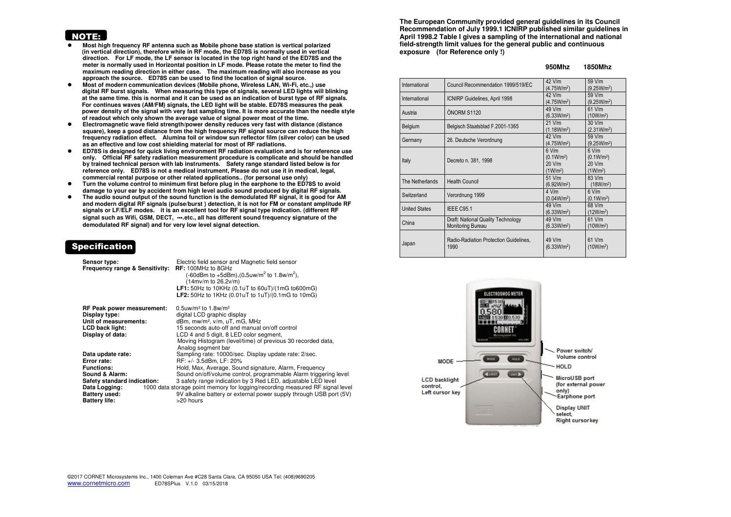## NOTE:

- Most high frequency RF antenna such as Mobile phone base station is vertical polarized (in vertical direction), therefore while in RF mode, the ED78S is normally used in vertical direction. For LF mode, the LF sensor is located in the top right hand of the ED78S and the meter is normally used in Horizontal position in LF mode. Please rotate the meter to find the maximum reading direction in either case. The maximum reading will also increase as you approach the source. ED78S can be used to find the location of signal source.
- Most of modern communication devices (Mobile phone, Wireless LAN, Wi-Fi, etc.,) use digital RF burst signals. When measuring this type of signals, several LED lights will blinking at the same time. this is normal and it can be used as an indication of burst type of RF signals. For continues waves (AM/FM) signals, the LED light will be stable. ED78S measures the peak power density of the signal with very fast sampling time. It is more accurate than the needle style of readout which only shown the average value of signal power most of the time.
- Electromagnetic wave field strength/power density reduces very fast with distance (distance square), keep a good distance from the high frequency RF signal source can reduce the high frequency radiation effect. Alumina foil or window sun reflector film (silver color) can be used as an effective and low cost shielding material for most of RF radiations.
- ED78S is designed for quick living environment RF radiation evaluation and is for reference use only. Official RF safety radiation measurement procedure is complicate and should be handled by trained technical person with lab instruments. Safety range standard listed below is for reference only. ED78S is not a medical instrument, Please do not use it in medical, legal, commercial rental purpose or other related applications.. (for personal use only)
- Turn the volume control to minimum first before plug in the earphone to the ED78S to avoid damage to your ear by accident from high level audio sound produced by digital RF signals.
- The audio sound output of the sound function is the demodulated RF signal, it is good for AM and modern digital RF signals (pulse/burst ) detection, it is not for FM or constant amplitude RF signals or LF/ELF modes. it is an excellent tool for RF signal type indication. (different RF signal such as Wifi, GSM, DECT, ...etc., all has different sound frequency signature of the demodulated RF signal) and for very low level signal detection.

## Specification

| | |
|---|---|
| **Sensor type:** | Electric field sensor and Magnetic field sensor |
| **Frequency range & Sensitivity:** | **RF:** 100MHz to 8GHz<br>(-60dBm to +5dBm),(0.5uw/m² to 1.8w/m²),<br>(14mv/m to 26.2v/m)<br>**LF1:** 50Hz to 10KHz (0.1uT to 60uT)/(1mG to600mG)<br>**LF2:** 50Hz to 1KHz (0.01uT to 1uT)/(0.1mG to 10mG) |
| **RF Peak power measurement:** | 0.5uw/m² to 1.8w/m² |
| **Display type:** | digital LCD graphic display |
| **Unit of measurements:** | dBm, mw/m², v/m, uT, mG, MHz |
| **LCD back light:** | 15 seconds auto-off and manual on/off control |
| **Display of data:** | LCD 4 and 5 digit, 8 LED color segment,<br>Moving Histogram (level/time) of previous 30 recorded data,<br>Analog segment bar |
| **Data update rate:** | Sampling rate: 10000/sec. Display update rate: 2/sec. |
| **Error rate:** | RF: +/- 3.5dBm, LF: 20% |
| **Functions:** | Hold, Max, Average, Sound signature, Alarm, Frequency |
| **Sound & Alarm:** | Sound on/off/volume control, programmable Alarm triggering level |
| **Safety standard indication:** | 3 safety range indication by 3 Red LED, adjustable LED level |
| **Data Logging:** | 1000 data storage point memory for logging/recording measured RF signal level |
| **Battery used:** | 9V alkaline battery or external power supply through USB port (5V) |
| **Battery life:** | >20 hours |

**The European Community provided general guidelines in its Council Recommendation of July 1999.1 ICNIRP published similar guidelines in April 1998.2 Table I gives a sampling of the international and national field-strength limit values for the general public and continuous exposure (for Reference only !)**

| | | 950Mhz | 1850Mhz |
|---|---|---|---|
| International | Council Recommendation 1999/519/EC | 42 V/m (4.75W/m²) | 59 V/m (9.25W/m²) |
| International | ICNIRP Guidelines, April 1998 | 42 V/m (4.75W/m²) | 59 V/m (9.25W/m²) |
| Austria | ÖNORM S1120 | 49 V/m (6.33W/m²) | 61 V/m (10W/m²) |
| Belgium | Belgisch Staatsblad F.2001-1365 | 21 V/m (1.18W/m²) | 30 V/m (2.31W/m²) |
| Germany | 26. Deutsche Verordnung | 42 V/m (4.75W/m²) | 59 V/m (9.25W/m²) |
| Italy | Decreto n. 381, 1998 | 6 V/m (0.1W/m²) 20 V/m (1W/m²) | 6 V/m (0.1W/m²) 20 V/m (1W/m²) |
| The Netherlands | Health Council | 51 V/m (6.92W/m²) | 83 V/m (18W/m²) |
| Switzerland | Verordnung 1999 | 4 V/m (0.04W/m²) | 6 V/m (0.1W/m²) |
| United States | IEEE C95.1 | 49 V/m (6.33W/m²) | 68 V/m (12W/m²) |
| China | Draft: National Quality Technology Monitoring Bureau | 49 V/m (6.33W/m²) | 61 V/m (10W/m²) |
| Japan | Radio-Radiation Protection Guidelines, 1990 | 49 V/m (6.33W/m²) | 61 V/m (10W/m²) |

ELECTROSMOG METER
CORNET
MODE
LCD backlight control, Left cursor key
Power switch/ Volume control
HOLD
MicroUSB port (for external power only)
Earphone port
Display UNIT select, Right cursorkey

©2017 CORNET Microsystems Inc., 1400 Coleman Ave #C28 Santa Clara, CA 95050 USA Tel: (408)9690205
www.cornetmicro.com ED78SPlus V.1.0 03/15/2018